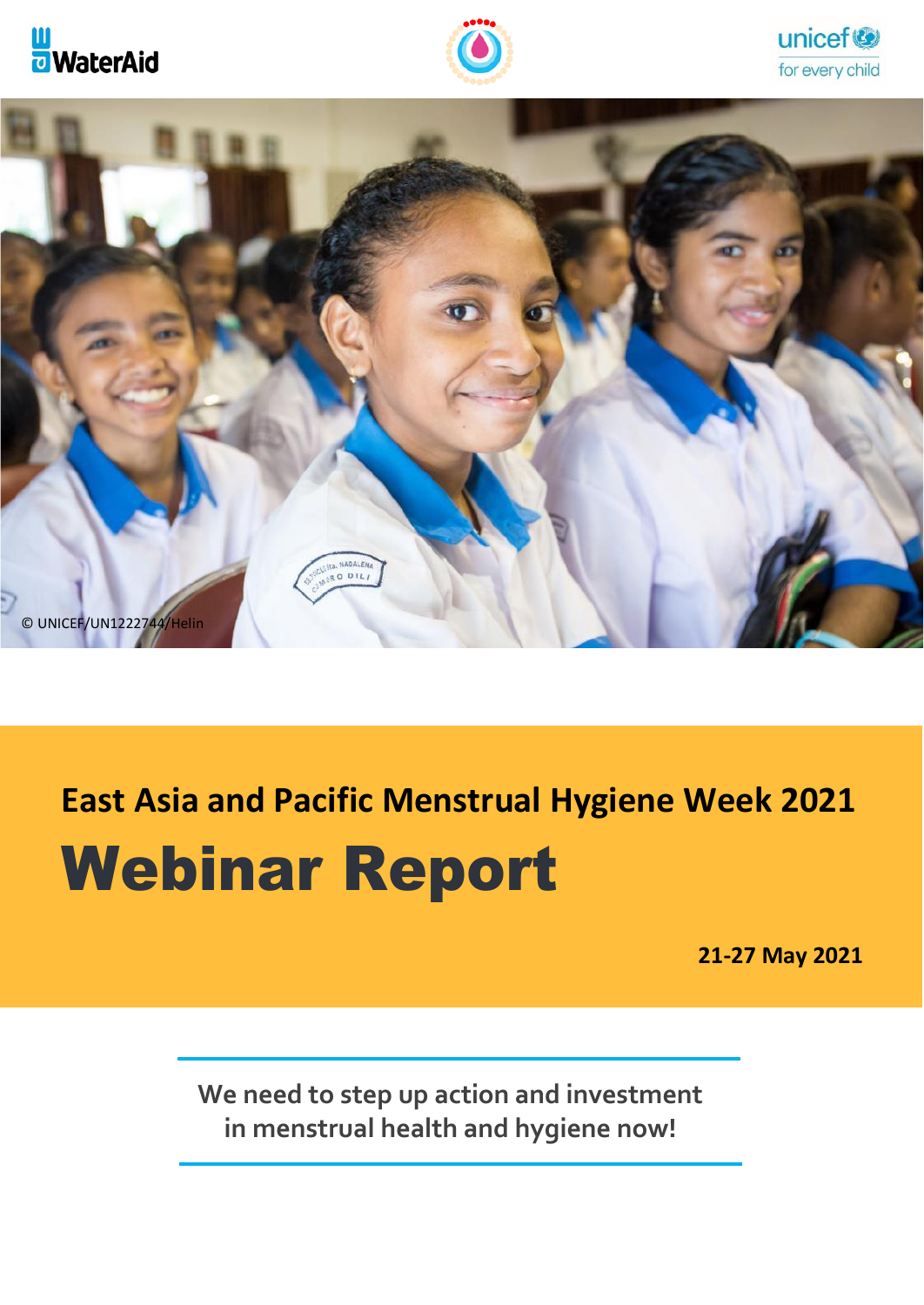WaterAid

unicef for every child

© UNICEF/UN1222744/Helin

# East Asia and Pacific Menstrual Hygiene Week 2021

# Webinar Report

**21-27 May 2021**

We need to step up action and investment in menstrual health and hygiene now!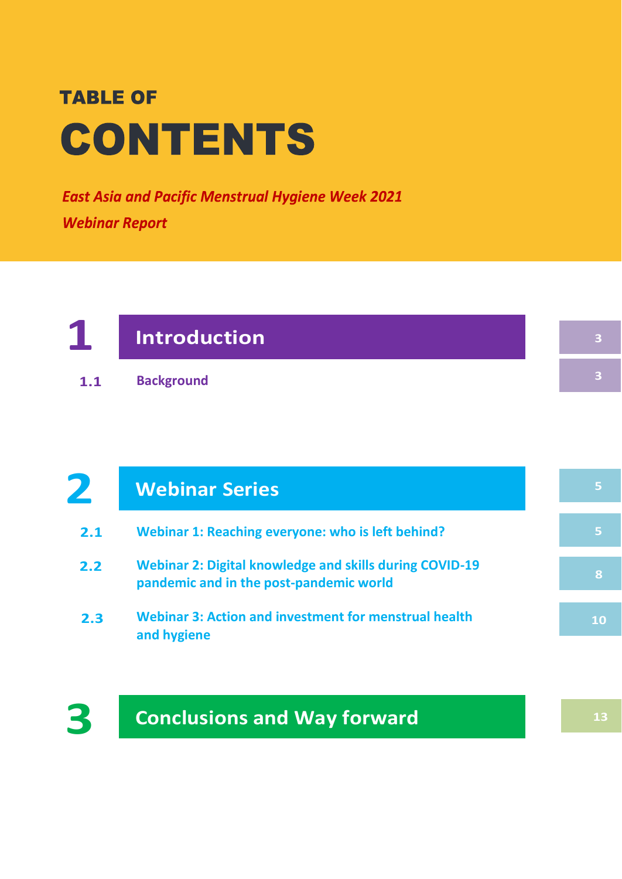# TABLE OF CONTENTS

*East Asia and Pacific Menstrual Hygiene Week 2021*
*Webinar Report*

| | | |
|---|---|---|
| **1** | **Introduction** | 3 |
| 1.1 | Background | 3 |
| **2** | **Webinar Series** | 5 |
| 2.1 | Webinar 1: Reaching everyone: who is left behind? | 5 |
| 2.2 | Webinar 2: Digital knowledge and skills during COVID-19 pandemic and in the post-pandemic world | 8 |
| 2.3 | Webinar 3: Action and investment for menstrual health and hygiene | 10 |
| **3** | **Conclusions and Way forward** | 13 |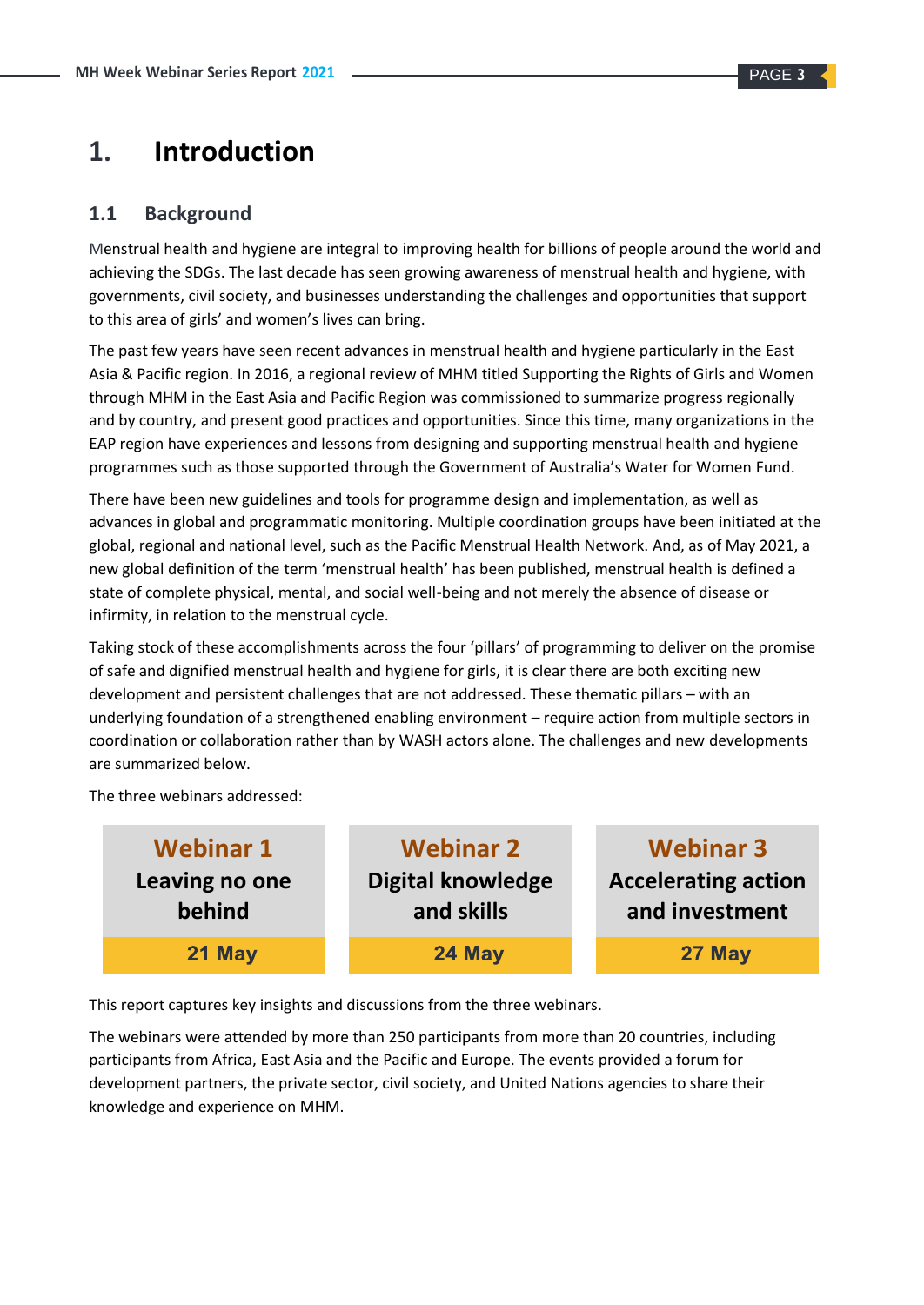# 1. Introduction

## 1.1 Background

Menstrual health and hygiene are integral to improving health for billions of people around the world and achieving the SDGs. The last decade has seen growing awareness of menstrual health and hygiene, with governments, civil society, and businesses understanding the challenges and opportunities that support to this area of girls' and women's lives can bring.

The past few years have seen recent advances in menstrual health and hygiene particularly in the East Asia & Pacific region. In 2016, a regional review of MHM titled Supporting the Rights of Girls and Women through MHM in the East Asia and Pacific Region was commissioned to summarize progress regionally and by country, and present good practices and opportunities. Since this time, many organizations in the EAP region have experiences and lessons from designing and supporting menstrual health and hygiene programmes such as those supported through the Government of Australia's Water for Women Fund.

There have been new guidelines and tools for programme design and implementation, as well as advances in global and programmatic monitoring. Multiple coordination groups have been initiated at the global, regional and national level, such as the Pacific Menstrual Health Network. And, as of May 2021, a new global definition of the term 'menstrual health' has been published, menstrual health is defined a state of complete physical, mental, and social well-being and not merely the absence of disease or infirmity, in relation to the menstrual cycle.

Taking stock of these accomplishments across the four 'pillars' of programming to deliver on the promise of safe and dignified menstrual health and hygiene for girls, it is clear there are both exciting new development and persistent challenges that are not addressed. These thematic pillars – with an underlying foundation of a strengthened enabling environment – require action from multiple sectors in coordination or collaboration rather than by WASH actors alone. The challenges and new developments are summarized below.

The three webinars addressed:

| Webinar 1 | Webinar 2 | Webinar 3 |
|---|---|---|
| Leaving no one behind | Digital knowledge and skills | Accelerating action and investment |
| 21 May | 24 May | 27 May |

This report captures key insights and discussions from the three webinars.

The webinars were attended by more than 250 participants from more than 20 countries, including participants from Africa, East Asia and the Pacific and Europe. The events provided a forum for development partners, the private sector, civil society, and United Nations agencies to share their knowledge and experience on MHM.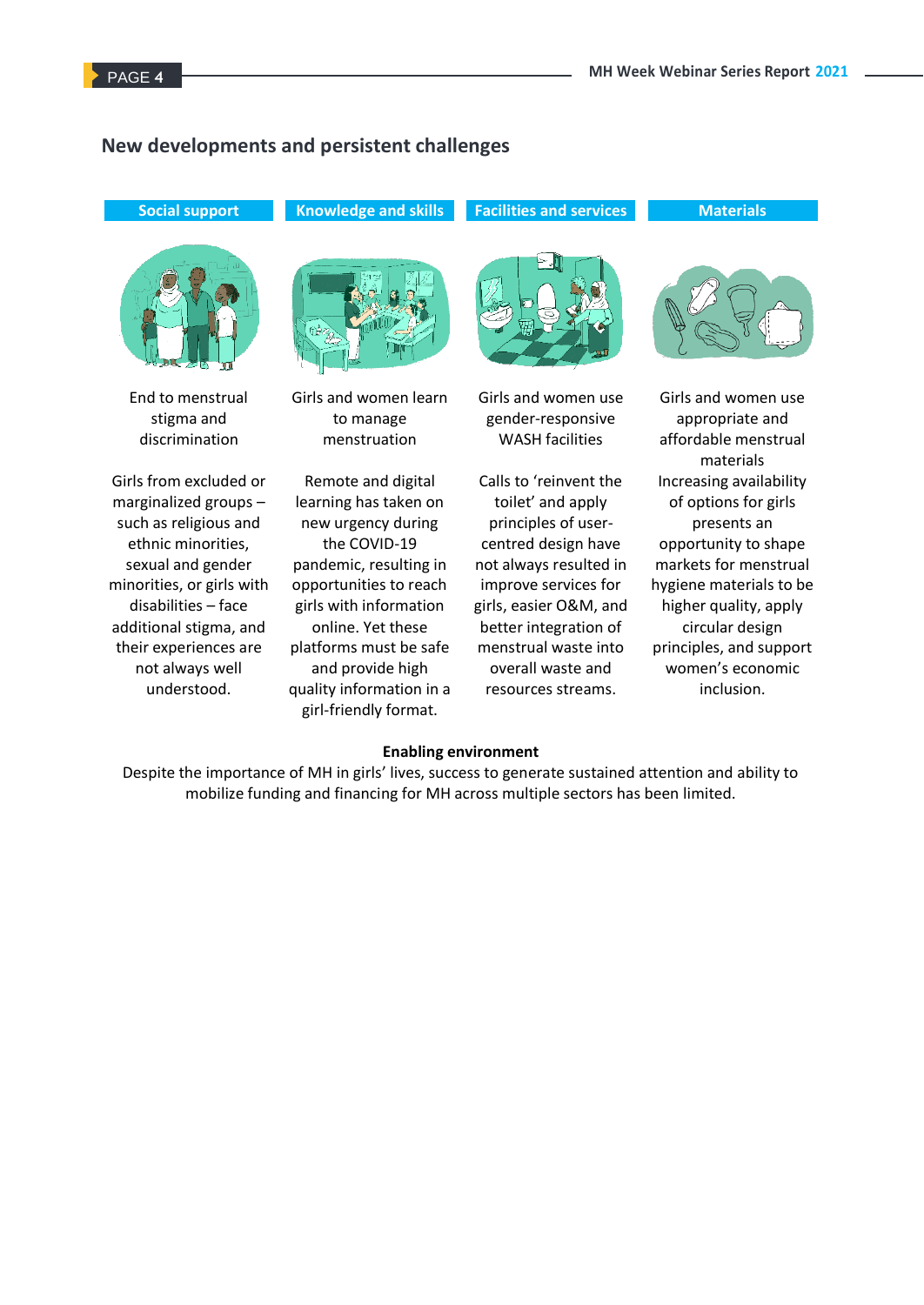## New developments and persistent challenges

### Social support

End to menstrual stigma and discrimination

Girls from excluded or marginalized groups – such as religious and ethnic minorities, sexual and gender minorities, or girls with disabilities – face additional stigma, and their experiences are not always well understood.

### Knowledge and skills

Girls and women learn to manage menstruation

Remote and digital learning has taken on new urgency during the COVID-19 pandemic, resulting in opportunities to reach girls with information online. Yet these platforms must be safe and provide high quality information in a girl-friendly format.

### Facilities and services

Girls and women use gender-responsive WASH facilities

Calls to 'reinvent the toilet' and apply principles of user-centred design have not always resulted in improve services for girls, easier O&M, and better integration of menstrual waste into overall waste and resources streams.

### Materials

Girls and women use appropriate and affordable menstrual materials

Increasing availability of options for girls presents an opportunity to shape markets for menstrual hygiene materials to be higher quality, apply circular design principles, and support women's economic inclusion.

**Enabling environment**

Despite the importance of MH in girls' lives, success to generate sustained attention and ability to mobilize funding and financing for MH across multiple sectors has been limited.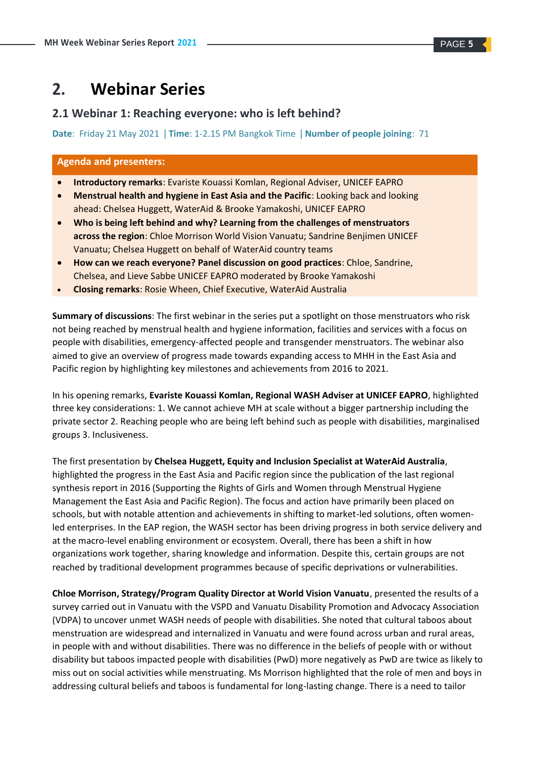# 2. Webinar Series

## 2.1 Webinar 1: Reaching everyone: who is left behind?

**Date**: Friday 21 May 2021 | **Time**: 1-2.15 PM Bangkok Time | **Number of people joining**: 71

**Agenda and presenters:**

- **Introductory remarks**: Evariste Kouassi Komlan, Regional Adviser, UNICEF EAPRO
- **Menstrual health and hygiene in East Asia and the Pacific**: Looking back and looking ahead: Chelsea Huggett, WaterAid & Brooke Yamakoshi, UNICEF EAPRO
- **Who is being left behind and why? Learning from the challenges of menstruators across the region**: Chloe Morrison World Vision Vanuatu; Sandrine Benjimen UNICEF Vanuatu; Chelsea Huggett on behalf of WaterAid country teams
- **How can we reach everyone? Panel discussion on good practices**: Chloe, Sandrine, Chelsea, and Lieve Sabbe UNICEF EAPRO moderated by Brooke Yamakoshi
- **Closing remarks**: Rosie Wheen, Chief Executive, WaterAid Australia

**Summary of discussions**: The first webinar in the series put a spotlight on those menstruators who risk not being reached by menstrual health and hygiene information, facilities and services with a focus on people with disabilities, emergency-affected people and transgender menstruators. The webinar also aimed to give an overview of progress made towards expanding access to MHH in the East Asia and Pacific region by highlighting key milestones and achievements from 2016 to 2021.

In his opening remarks, **Evariste Kouassi Komlan, Regional WASH Adviser at UNICEF EAPRO**, highlighted three key considerations: 1. We cannot achieve MH at scale without a bigger partnership including the private sector 2. Reaching people who are being left behind such as people with disabilities, marginalised groups 3. Inclusiveness.

The first presentation by **Chelsea Huggett, Equity and Inclusion Specialist at WaterAid Australia**, highlighted the progress in the East Asia and Pacific region since the publication of the last regional synthesis report in 2016 (Supporting the Rights of Girls and Women through Menstrual Hygiene Management the East Asia and Pacific Region). The focus and action have primarily been placed on schools, but with notable attention and achievements in shifting to market-led solutions, often women-led enterprises. In the EAP region, the WASH sector has been driving progress in both service delivery and at the macro-level enabling environment or ecosystem. Overall, there has been a shift in how organizations work together, sharing knowledge and information. Despite this, certain groups are not reached by traditional development programmes because of specific deprivations or vulnerabilities.

**Chloe Morrison, Strategy/Program Quality Director at World Vision Vanuatu**, presented the results of a survey carried out in Vanuatu with the VSPD and Vanuatu Disability Promotion and Advocacy Association (VDPA) to uncover unmet WASH needs of people with disabilities. She noted that cultural taboos about menstruation are widespread and internalized in Vanuatu and were found across urban and rural areas, in people with and without disabilities. There was no difference in the beliefs of people with or without disability but taboos impacted people with disabilities (PwD) more negatively as PwD are twice as likely to miss out on social activities while menstruating. Ms Morrison highlighted that the role of men and boys in addressing cultural beliefs and taboos is fundamental for long-lasting change. There is a need to tailor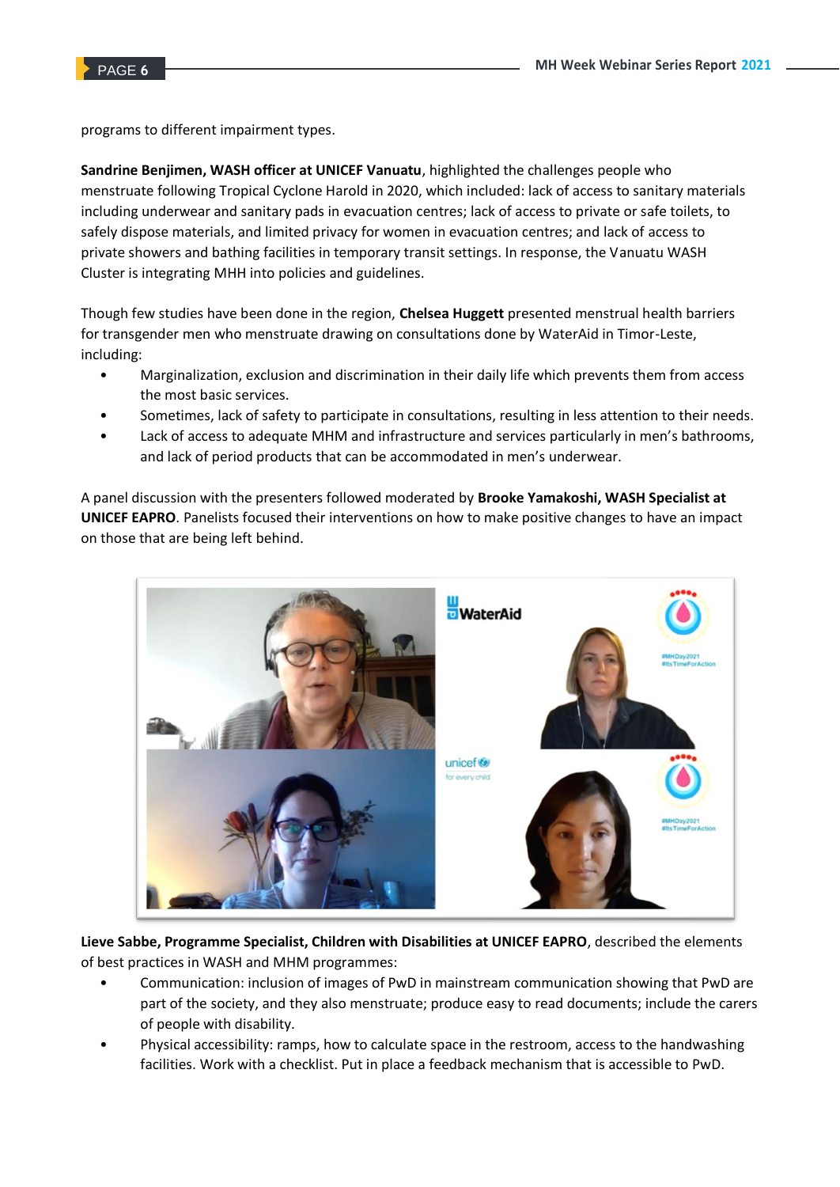programs to different impairment types.

**Sandrine Benjimen, WASH officer at UNICEF Vanuatu**, highlighted the challenges people who menstruate following Tropical Cyclone Harold in 2020, which included: lack of access to sanitary materials including underwear and sanitary pads in evacuation centres; lack of access to private or safe toilets, to safely dispose materials, and limited privacy for women in evacuation centres; and lack of access to private showers and bathing facilities in temporary transit settings. In response, the Vanuatu WASH Cluster is integrating MHH into policies and guidelines.

Though few studies have been done in the region, **Chelsea Huggett** presented menstrual health barriers for transgender men who menstruate drawing on consultations done by WaterAid in Timor-Leste, including:

- Marginalization, exclusion and discrimination in their daily life which prevents them from access the most basic services.
- Sometimes, lack of safety to participate in consultations, resulting in less attention to their needs.
- Lack of access to adequate MHM and infrastructure and services particularly in men's bathrooms, and lack of period products that can be accommodated in men's underwear.

A panel discussion with the presenters followed moderated by **Brooke Yamakoshi, WASH Specialist at UNICEF EAPRO**. Panelists focused their interventions on how to make positive changes to have an impact on those that are being left behind.

**Lieve Sabbe, Programme Specialist, Children with Disabilities at UNICEF EAPRO**, described the elements of best practices in WASH and MHM programmes:

- Communication: inclusion of images of PwD in mainstream communication showing that PwD are part of the society, and they also menstruate; produce easy to read documents; include the carers of people with disability.
- Physical accessibility: ramps, how to calculate space in the restroom, access to the handwashing facilities. Work with a checklist. Put in place a feedback mechanism that is accessible to PwD.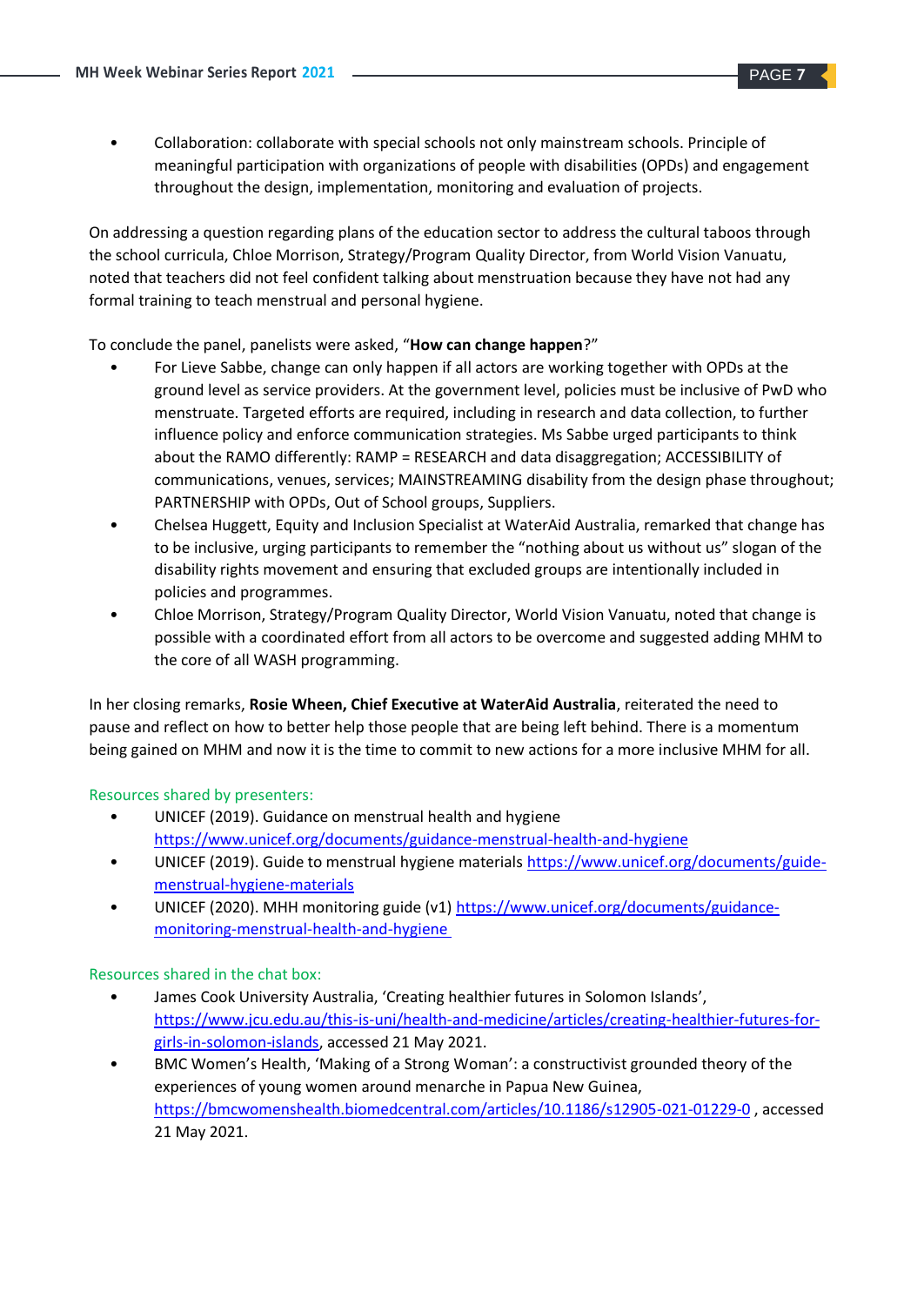- Collaboration: collaborate with special schools not only mainstream schools. Principle of meaningful participation with organizations of people with disabilities (OPDs) and engagement throughout the design, implementation, monitoring and evaluation of projects.

On addressing a question regarding plans of the education sector to address the cultural taboos through the school curricula, Chloe Morrison, Strategy/Program Quality Director, from World Vision Vanuatu, noted that teachers did not feel confident talking about menstruation because they have not had any formal training to teach menstrual and personal hygiene.

To conclude the panel, panelists were asked, "**How can change happen**?"

- For Lieve Sabbe, change can only happen if all actors are working together with OPDs at the ground level as service providers. At the government level, policies must be inclusive of PwD who menstruate. Targeted efforts are required, including in research and data collection, to further influence policy and enforce communication strategies. Ms Sabbe urged participants to think about the RAMO differently: RAMP = RESEARCH and data disaggregation; ACCESSIBILITY of communications, venues, services; MAINSTREAMING disability from the design phase throughout; PARTNERSHIP with OPDs, Out of School groups, Suppliers.
- Chelsea Huggett, Equity and Inclusion Specialist at WaterAid Australia, remarked that change has to be inclusive, urging participants to remember the "nothing about us without us" slogan of the disability rights movement and ensuring that excluded groups are intentionally included in policies and programmes.
- Chloe Morrison, Strategy/Program Quality Director, World Vision Vanuatu, noted that change is possible with a coordinated effort from all actors to be overcome and suggested adding MHM to the core of all WASH programming.

In her closing remarks, **Rosie Wheen, Chief Executive at WaterAid Australia**, reiterated the need to pause and reflect on how to better help those people that are being left behind. There is a momentum being gained on MHM and now it is the time to commit to new actions for a more inclusive MHM for all.

Resources shared by presenters:

- UNICEF (2019). Guidance on menstrual health and hygiene https://www.unicef.org/documents/guidance-menstrual-health-and-hygiene
- UNICEF (2019). Guide to menstrual hygiene materials https://www.unicef.org/documents/guide-menstrual-hygiene-materials
- UNICEF (2020). MHH monitoring guide (v1) https://www.unicef.org/documents/guidance-monitoring-menstrual-health-and-hygiene

Resources shared in the chat box:

- James Cook University Australia, 'Creating healthier futures in Solomon Islands', https://www.jcu.edu.au/this-is-uni/health-and-medicine/articles/creating-healthier-futures-for-girls-in-solomon-islands, accessed 21 May 2021.
- BMC Women's Health, 'Making of a Strong Woman': a constructivist grounded theory of the experiences of young women around menarche in Papua New Guinea, https://bmcwomenshealth.biomedcentral.com/articles/10.1186/s12905-021-01229-0 , accessed 21 May 2021.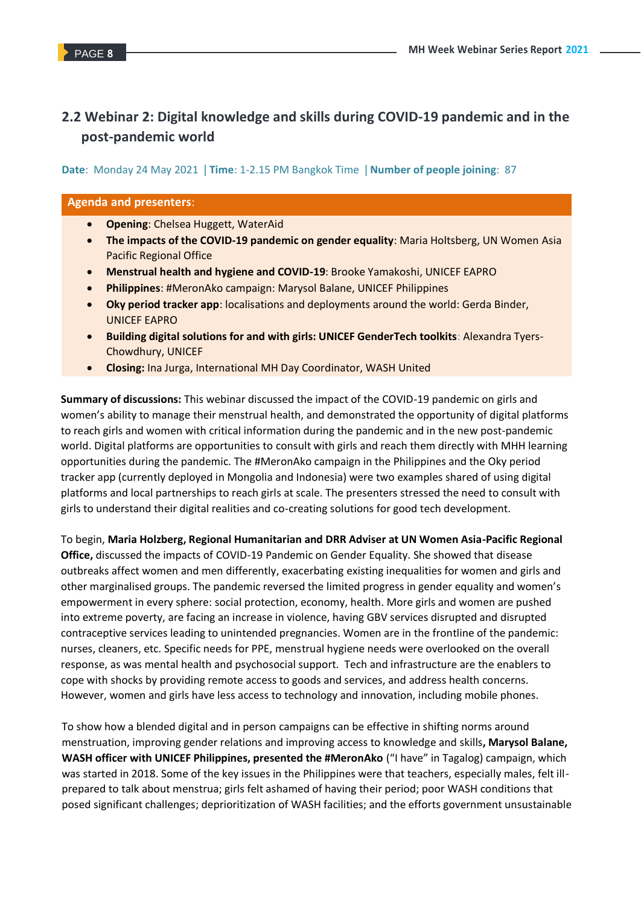## 2.2 Webinar 2: Digital knowledge and skills during COVID-19 pandemic and in the post-pandemic world

**Date**: Monday 24 May 2021 | **Time**: 1-2.15 PM Bangkok Time | **Number of people joining**: 87

**Agenda and presenters**:

- **Opening**: Chelsea Huggett, WaterAid
- **The impacts of the COVID-19 pandemic on gender equality**: Maria Holtsberg, UN Women Asia Pacific Regional Office
- **Menstrual health and hygiene and COVID-19**: Brooke Yamakoshi, UNICEF EAPRO
- **Philippines**: #MeronAko campaign: Marysol Balane, UNICEF Philippines
- **Oky period tracker app**: localisations and deployments around the world: Gerda Binder, UNICEF EAPRO
- **Building digital solutions for and with girls: UNICEF GenderTech toolkits**: Alexandra Tyers-Chowdhury, UNICEF
- **Closing:** Ina Jurga, International MH Day Coordinator, WASH United

**Summary of discussions:** This webinar discussed the impact of the COVID-19 pandemic on girls and women's ability to manage their menstrual health, and demonstrated the opportunity of digital platforms to reach girls and women with critical information during the pandemic and in the new post-pandemic world. Digital platforms are opportunities to consult with girls and reach them directly with MHH learning opportunities during the pandemic. The #MeronAko campaign in the Philippines and the Oky period tracker app (currently deployed in Mongolia and Indonesia) were two examples shared of using digital platforms and local partnerships to reach girls at scale. The presenters stressed the need to consult with girls to understand their digital realities and co-creating solutions for good tech development.

To begin, **Maria Holzberg, Regional Humanitarian and DRR Adviser at UN Women Asia-Pacific Regional Office,** discussed the impacts of COVID-19 Pandemic on Gender Equality. She showed that disease outbreaks affect women and men differently, exacerbating existing inequalities for women and girls and other marginalised groups. The pandemic reversed the limited progress in gender equality and women's empowerment in every sphere: social protection, economy, health. More girls and women are pushed into extreme poverty, are facing an increase in violence, having GBV services disrupted and disrupted contraceptive services leading to unintended pregnancies. Women are in the frontline of the pandemic: nurses, cleaners, etc. Specific needs for PPE, menstrual hygiene needs were overlooked on the overall response, as was mental health and psychosocial support. Tech and infrastructure are the enablers to cope with shocks by providing remote access to goods and services, and address health concerns. However, women and girls have less access to technology and innovation, including mobile phones.

To show how a blended digital and in person campaigns can be effective in shifting norms around menstruation, improving gender relations and improving access to knowledge and skills**, Marysol Balane, WASH officer with UNICEF Philippines, presented the #MeronAko** ("I have" in Tagalog) campaign, which was started in 2018. Some of the key issues in the Philippines were that teachers, especially males, felt ill-prepared to talk about menstrua; girls felt ashamed of having their period; poor WASH conditions that posed significant challenges; deprioritization of WASH facilities; and the efforts government unsustainable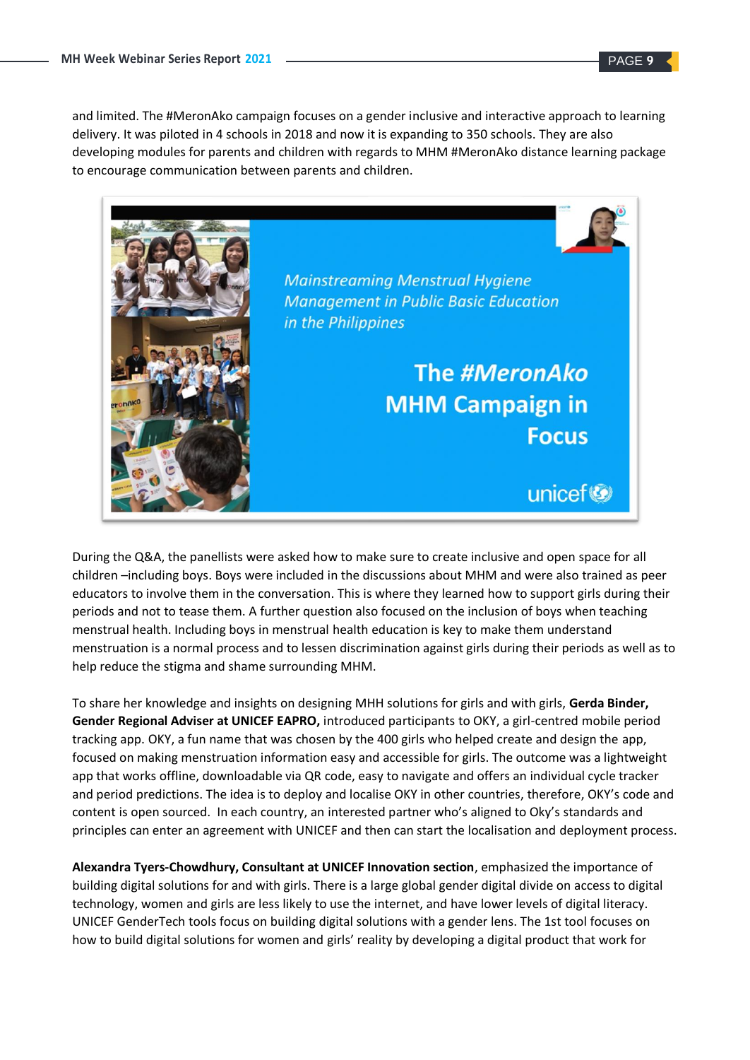and limited. The #MeronAko campaign focuses on a gender inclusive and interactive approach to learning delivery. It was piloted in 4 schools in 2018 and now it is expanding to 350 schools. They are also developing modules for parents and children with regards to MHM #MeronAko distance learning package to encourage communication between parents and children.

During the Q&A, the panellists were asked how to make sure to create inclusive and open space for all children –including boys. Boys were included in the discussions about MHM and were also trained as peer educators to involve them in the conversation. This is where they learned how to support girls during their periods and not to tease them. A further question also focused on the inclusion of boys when teaching menstrual health. Including boys in menstrual health education is key to make them understand menstruation is a normal process and to lessen discrimination against girls during their periods as well as to help reduce the stigma and shame surrounding MHM.

To share her knowledge and insights on designing MHH solutions for girls and with girls, **Gerda Binder, Gender Regional Adviser at UNICEF EAPRO,** introduced participants to OKY, a girl-centred mobile period tracking app. OKY, a fun name that was chosen by the 400 girls who helped create and design the app, focused on making menstruation information easy and accessible for girls. The outcome was a lightweight app that works offline, downloadable via QR code, easy to navigate and offers an individual cycle tracker and period predictions. The idea is to deploy and localise OKY in other countries, therefore, OKY's code and content is open sourced. In each country, an interested partner who's aligned to Oky's standards and principles can enter an agreement with UNICEF and then can start the localisation and deployment process.

**Alexandra Tyers-Chowdhury, Consultant at UNICEF Innovation section**, emphasized the importance of building digital solutions for and with girls. There is a large global gender digital divide on access to digital technology, women and girls are less likely to use the internet, and have lower levels of digital literacy. UNICEF GenderTech tools focus on building digital solutions with a gender lens. The 1st tool focuses on how to build digital solutions for women and girls' reality by developing a digital product that work for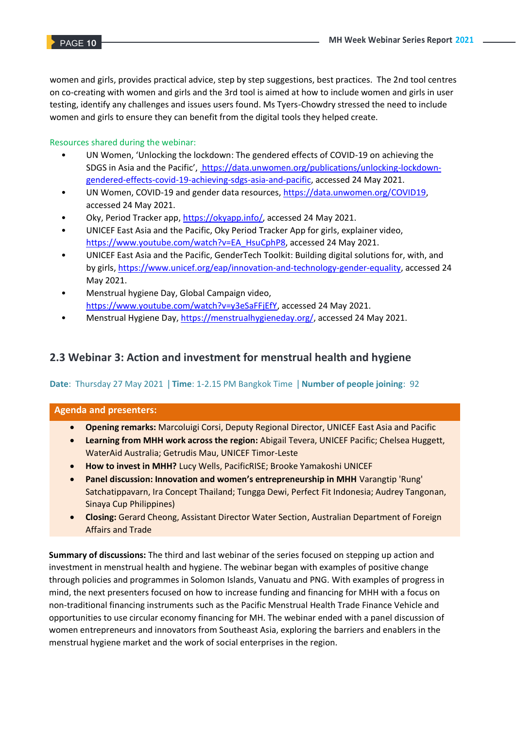women and girls, provides practical advice, step by step suggestions, best practices. The 2nd tool centres on co-creating with women and girls and the 3rd tool is aimed at how to include women and girls in user testing, identify any challenges and issues users found. Ms Tyers-Chowdry stressed the need to include women and girls to ensure they can benefit from the digital tools they helped create.

Resources shared during the webinar:

- UN Women, 'Unlocking the lockdown: The gendered effects of COVID-19 on achieving the SDGS in Asia and the Pacific', https://data.unwomen.org/publications/unlocking-lockdown-gendered-effects-covid-19-achieving-sdgs-asia-and-pacific, accessed 24 May 2021.
- UN Women, COVID-19 and gender data resources, https://data.unwomen.org/COVID19, accessed 24 May 2021.
- Oky, Period Tracker app, https://okyapp.info/, accessed 24 May 2021.
- UNICEF East Asia and the Pacific, Oky Period Tracker App for girls, explainer video, https://www.youtube.com/watch?v=EA_HsuCphP8, accessed 24 May 2021.
- UNICEF East Asia and the Pacific, GenderTech Toolkit: Building digital solutions for, with, and by girls, https://www.unicef.org/eap/innovation-and-technology-gender-equality, accessed 24 May 2021.
- Menstrual hygiene Day, Global Campaign video, https://www.youtube.com/watch?v=y3eSaFFjEfY, accessed 24 May 2021.
- Menstrual Hygiene Day, https://menstrualhygieneday.org/, accessed 24 May 2021.

## 2.3 Webinar 3: Action and investment for menstrual health and hygiene

**Date**: Thursday 27 May 2021 | **Time**: 1-2.15 PM Bangkok Time | **Number of people joining**: 92

**Agenda and presenters:**

- **Opening remarks:** Marcoluigi Corsi, Deputy Regional Director, UNICEF East Asia and Pacific
- **Learning from MHH work across the region:** Abigail Tevera, UNICEF Pacific; Chelsea Huggett, WaterAid Australia; Getrudis Mau, UNICEF Timor-Leste
- **How to invest in MHH?** Lucy Wells, PacificRISE; Brooke Yamakoshi UNICEF
- **Panel discussion: Innovation and women's entrepreneurship in MHH** Varangtip 'Rung' Satchatippavarn, Ira Concept Thailand; Tungga Dewi, Perfect Fit Indonesia; Audrey Tangonan, Sinaya Cup Philippines)
- **Closing:** Gerard Cheong, Assistant Director Water Section, Australian Department of Foreign Affairs and Trade

**Summary of discussions:** The third and last webinar of the series focused on stepping up action and investment in menstrual health and hygiene. The webinar began with examples of positive change through policies and programmes in Solomon Islands, Vanuatu and PNG. With examples of progress in mind, the next presenters focused on how to increase funding and financing for MHH with a focus on non-traditional financing instruments such as the Pacific Menstrual Health Trade Finance Vehicle and opportunities to use circular economy financing for MH. The webinar ended with a panel discussion of women entrepreneurs and innovators from Southeast Asia, exploring the barriers and enablers in the menstrual hygiene market and the work of social enterprises in the region.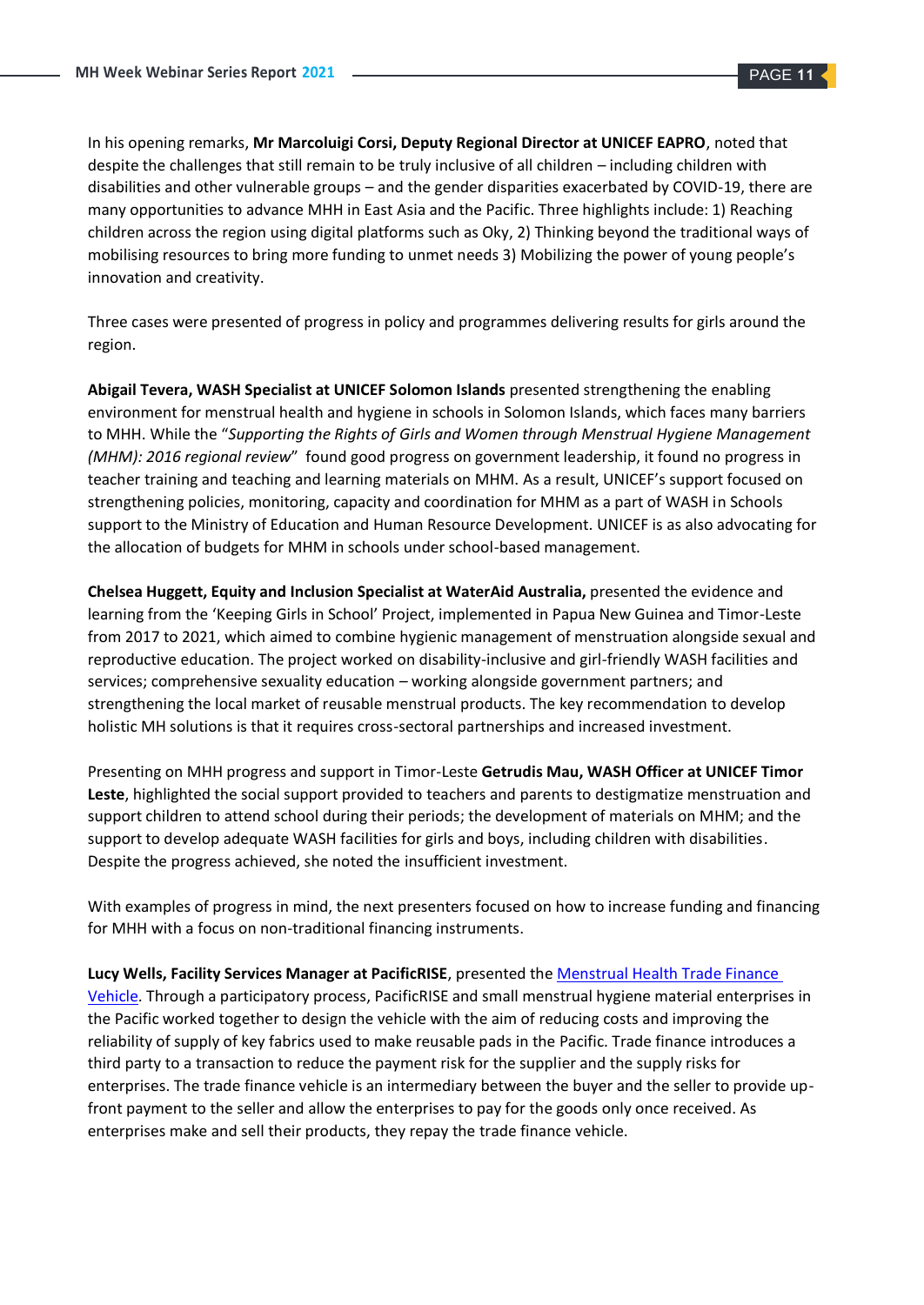In his opening remarks, **Mr Marcoluigi Corsi, Deputy Regional Director at UNICEF EAPRO**, noted that despite the challenges that still remain to be truly inclusive of all children – including children with disabilities and other vulnerable groups – and the gender disparities exacerbated by COVID-19, there are many opportunities to advance MHH in East Asia and the Pacific. Three highlights include: 1) Reaching children across the region using digital platforms such as Oky, 2) Thinking beyond the traditional ways of mobilising resources to bring more funding to unmet needs 3) Mobilizing the power of young people's innovation and creativity.

Three cases were presented of progress in policy and programmes delivering results for girls around the region.

**Abigail Tevera, WASH Specialist at UNICEF Solomon Islands** presented strengthening the enabling environment for menstrual health and hygiene in schools in Solomon Islands, which faces many barriers to MHH. While the "*Supporting the Rights of Girls and Women through Menstrual Hygiene Management (MHM): 2016 regional review*" found good progress on government leadership, it found no progress in teacher training and teaching and learning materials on MHM. As a result, UNICEF's support focused on strengthening policies, monitoring, capacity and coordination for MHM as a part of WASH in Schools support to the Ministry of Education and Human Resource Development. UNICEF is as also advocating for the allocation of budgets for MHM in schools under school-based management.

**Chelsea Huggett, Equity and Inclusion Specialist at WaterAid Australia,** presented the evidence and learning from the 'Keeping Girls in School' Project, implemented in Papua New Guinea and Timor-Leste from 2017 to 2021, which aimed to combine hygienic management of menstruation alongside sexual and reproductive education. The project worked on disability-inclusive and girl-friendly WASH facilities and services; comprehensive sexuality education – working alongside government partners; and strengthening the local market of reusable menstrual products. The key recommendation to develop holistic MH solutions is that it requires cross-sectoral partnerships and increased investment.

Presenting on MHH progress and support in Timor-Leste **Getrudis Mau, WASH Officer at UNICEF Timor Leste**, highlighted the social support provided to teachers and parents to destigmatize menstruation and support children to attend school during their periods; the development of materials on MHM; and the support to develop adequate WASH facilities for girls and boys, including children with disabilities. Despite the progress achieved, she noted the insufficient investment.

With examples of progress in mind, the next presenters focused on how to increase funding and financing for MHH with a focus on non-traditional financing instruments.

**Lucy Wells, Facility Services Manager at PacificRISE**, presented the Menstrual Health Trade Finance Vehicle. Through a participatory process, PacificRISE and small menstrual hygiene material enterprises in the Pacific worked together to design the vehicle with the aim of reducing costs and improving the reliability of supply of key fabrics used to make reusable pads in the Pacific. Trade finance introduces a third party to a transaction to reduce the payment risk for the supplier and the supply risks for enterprises. The trade finance vehicle is an intermediary between the buyer and the seller to provide up-front payment to the seller and allow the enterprises to pay for the goods only once received. As enterprises make and sell their products, they repay the trade finance vehicle.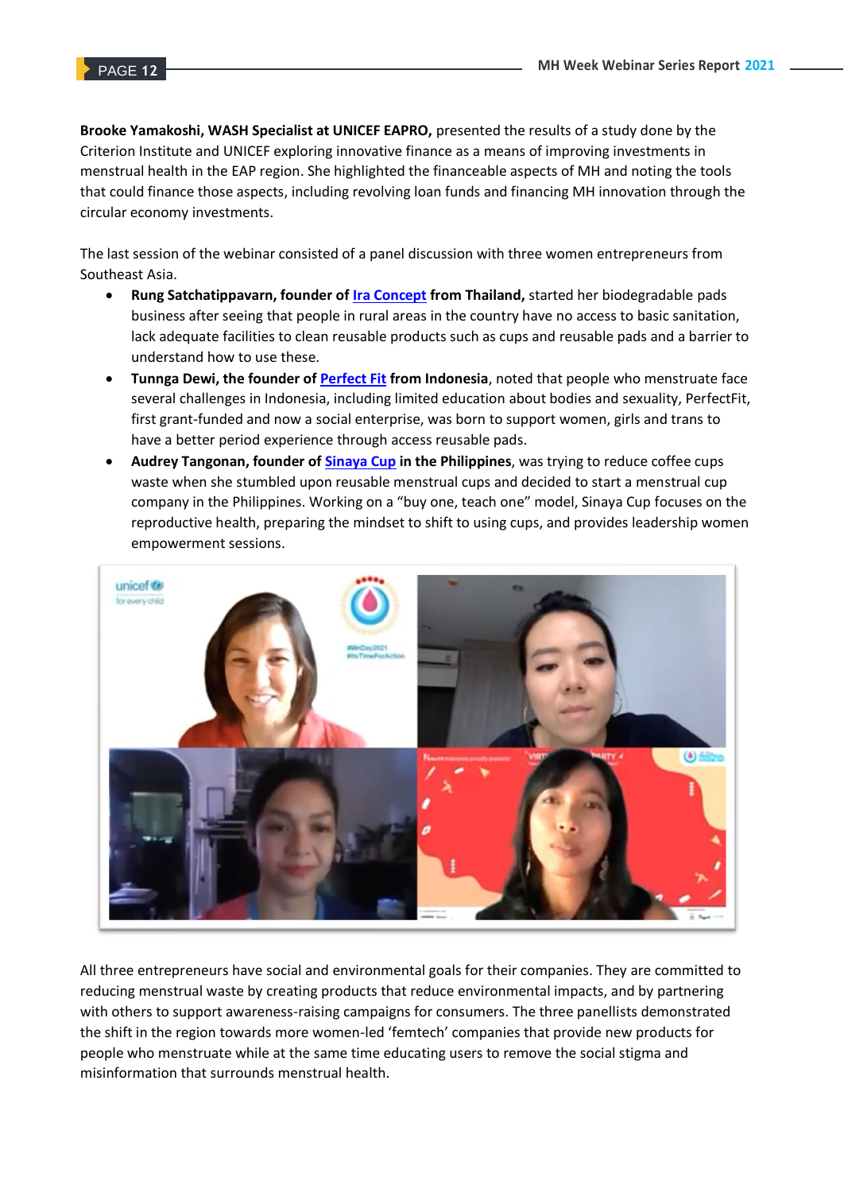**Brooke Yamakoshi, WASH Specialist at UNICEF EAPRO,** presented the results of a study done by the Criterion Institute and UNICEF exploring innovative finance as a means of improving investments in menstrual health in the EAP region. She highlighted the financeable aspects of MH and noting the tools that could finance those aspects, including revolving loan funds and financing MH innovation through the circular economy investments.

The last session of the webinar consisted of a panel discussion with three women entrepreneurs from Southeast Asia.

- **Rung Satchatippavarn, founder of Ira Concept from Thailand,** started her biodegradable pads business after seeing that people in rural areas in the country have no access to basic sanitation, lack adequate facilities to clean reusable products such as cups and reusable pads and a barrier to understand how to use these.
- **Tunnga Dewi, the founder of Perfect Fit from Indonesia**, noted that people who menstruate face several challenges in Indonesia, including limited education about bodies and sexuality, PerfectFit, first grant-funded and now a social enterprise, was born to support women, girls and trans to have a better period experience through access reusable pads.
- **Audrey Tangonan, founder of Sinaya Cup in the Philippines**, was trying to reduce coffee cups waste when she stumbled upon reusable menstrual cups and decided to start a menstrual cup company in the Philippines. Working on a "buy one, teach one" model, Sinaya Cup focuses on the reproductive health, preparing the mindset to shift to using cups, and provides leadership women empowerment sessions.

All three entrepreneurs have social and environmental goals for their companies. They are committed to reducing menstrual waste by creating products that reduce environmental impacts, and by partnering with others to support awareness-raising campaigns for consumers. The three panellists demonstrated the shift in the region towards more women-led 'femtech' companies that provide new products for people who menstruate while at the same time educating users to remove the social stigma and misinformation that surrounds menstrual health.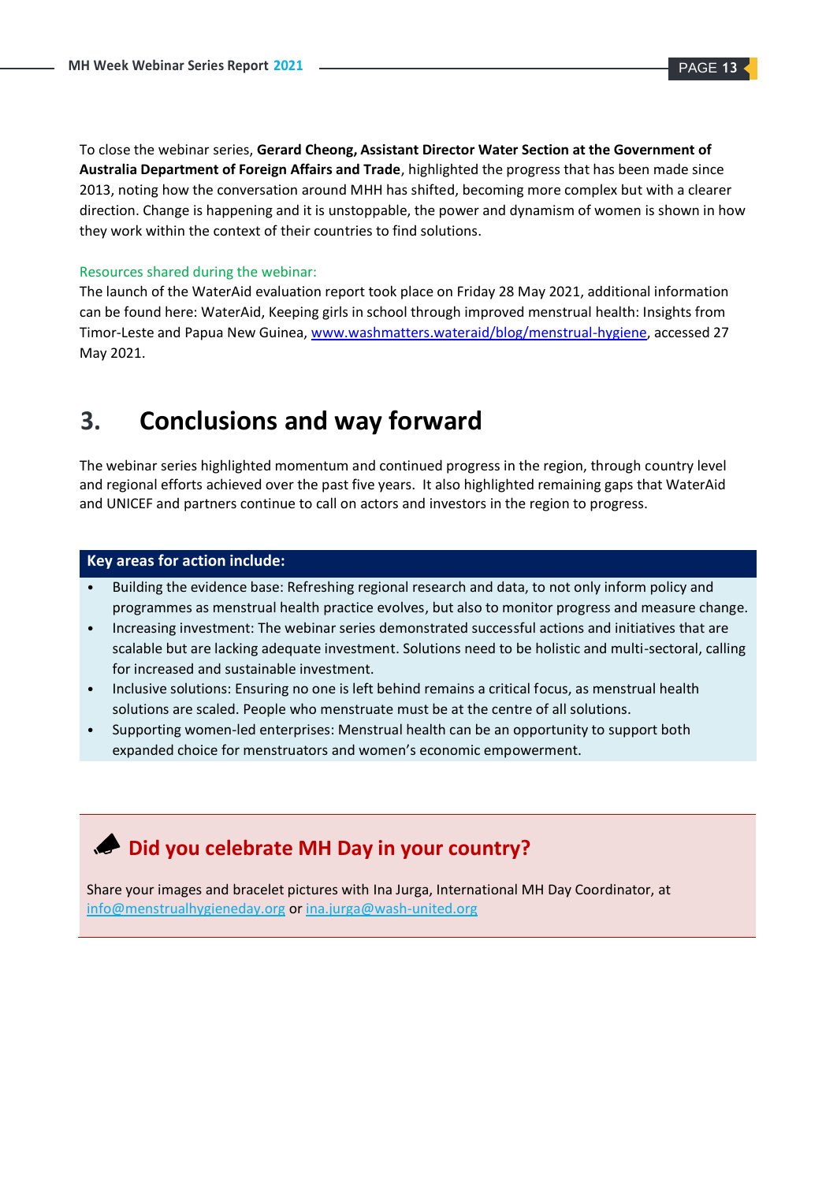To close the webinar series, **Gerard Cheong, Assistant Director Water Section at the Government of Australia Department of Foreign Affairs and Trade**, highlighted the progress that has been made since 2013, noting how the conversation around MHH has shifted, becoming more complex but with a clearer direction. Change is happening and it is unstoppable, the power and dynamism of women is shown in how they work within the context of their countries to find solutions.

Resources shared during the webinar:

The launch of the WaterAid evaluation report took place on Friday 28 May 2021, additional information can be found here: WaterAid, Keeping girls in school through improved menstrual health: Insights from Timor-Leste and Papua New Guinea, www.washmatters.wateraid/blog/menstrual-hygiene, accessed 27 May 2021.

## 3. Conclusions and way forward

The webinar series highlighted momentum and continued progress in the region, through country level and regional efforts achieved over the past five years. It also highlighted remaining gaps that WaterAid and UNICEF and partners continue to call on actors and investors in the region to progress.

**Key areas for action include:**

- Building the evidence base: Refreshing regional research and data, to not only inform policy and programmes as menstrual health practice evolves, but also to monitor progress and measure change.
- Increasing investment: The webinar series demonstrated successful actions and initiatives that are scalable but are lacking adequate investment. Solutions need to be holistic and multi-sectoral, calling for increased and sustainable investment.
- Inclusive solutions: Ensuring no one is left behind remains a critical focus, as menstrual health solutions are scaled. People who menstruate must be at the centre of all solutions.
- Supporting women-led enterprises: Menstrual health can be an opportunity to support both expanded choice for menstruators and women's economic empowerment.

### Did you celebrate MH Day in your country?

Share your images and bracelet pictures with Ina Jurga, International MH Day Coordinator, at info@menstrualhygieneday.org or ina.jurga@wash-united.org